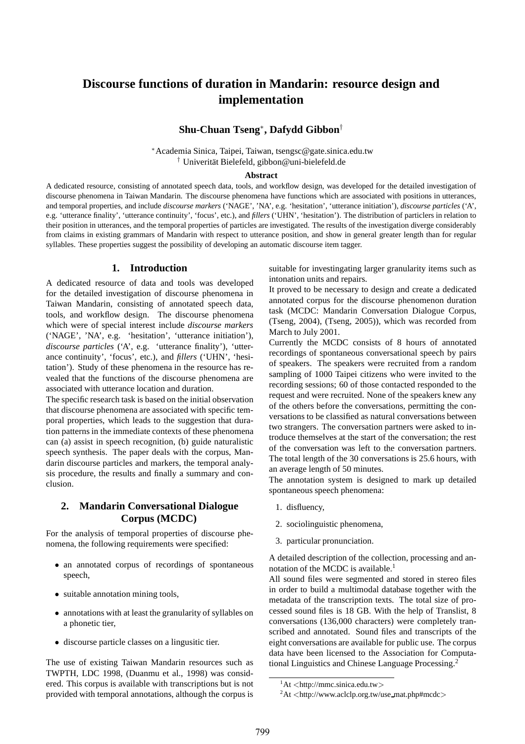# Discourse functions of duration in Mandarin: resource design and implementation

**Shu-Chuan Tseng**[*], **Dafydd Gibbon**[†]

[*]Academia Sinica, Taipei, Taiwan, tsengsc@gate.sinica.edu.tw
[†] Univerität Bielefeld, gibbon@uni-bielefeld.de

**Abstract**

A dedicated resource, consisting of annotated speech data, tools, and workflow design, was developed for the detailed investigation of discourse phenomena in Taiwan Mandarin. The discourse phenomena have functions which are associated with positions in utterances, and temporal properties, and include *discourse markers* ('NAGE', 'NA', e.g. 'hesitation', 'utterance initiation'), *discourse particles* ('A', e.g. 'utterance finality', 'utterance continuity', 'focus', etc.), and *fillers* ('UHN', 'hesitation'). The distribution of particlers in relation to their position in utterances, and the temporal properties of particles are investigated. The results of the investigation diverge considerably from claims in existing grammars of Mandarin with respect to utterance position, and show in general greater length than for regular syllables. These properties suggest the possibility of developing an automatic discourse item tagger.

## 1. Introduction

A dedicated resource of data and tools was developed for the detailed investigation of discourse phenomena in Taiwan Mandarin, consisting of annotated speech data, tools, and workflow design. The discourse phenomena which were of special interest include *discourse markers* ('NAGE', 'NA', e.g. 'hesitation', 'utterance initiation'), *discourse particles* ('A', e.g. 'utterance finality'), 'utterance continuity', 'focus', etc.), and *fillers* ('UHN', 'hesitation'). Study of these phenomena in the resource has revealed that the functions of the discourse phenomena are associated with utterance location and duration.

The specific research task is based on the initial observation that discourse phenomena are associated with specific temporal properties, which leads to the suggestion that duration patterns in the immediate contexts of these phenomena can (a) assist in speech recognition, (b) guide naturalistic speech synthesis. The paper deals with the corpus, Mandarin discourse particles and markers, the temporal analysis procedure, the results and finally a summary and conclusion.

## 2. Mandarin Conversational Dialogue Corpus (MCDC)

For the analysis of temporal properties of discourse phenomena, the following requirements were specified:

- an annotated corpus of recordings of spontaneous speech,
- suitable annotation mining tools,
- annotations with at least the granularity of syllables on a phonetic tier,
- discourse particle classes on a lingusitic tier.

The use of existing Taiwan Mandarin resources such as TWPTH, LDC 1998, (Duanmu et al., 1998) was considered. This corpus is available with transcriptions but is not provided with temporal annotations, although the corpus is suitable for investingating larger granularity items such as intonation units and repairs.

It proved to be necessary to design and create a dedicated annotated corpus for the discourse phenomenon duration task (MCDC: Mandarin Conversation Dialogue Corpus, (Tseng, 2004), (Tseng, 2005)), which was recorded from March to July 2001.

Currently the MCDC consists of 8 hours of annotated recordings of spontaneous conversational speech by pairs of speakers. The speakers were recruited from a random sampling of 1000 Taipei citizens who were invited to the recording sessions; 60 of those contacted responded to the request and were recruited. None of the speakers knew any of the others before the conversations, permitting the conversations to be classified as natural conversations between two strangers. The conversation partners were asked to introduce themselves at the start of the conversation; the rest of the conversation was left to the conversation partners. The total length of the 30 conversations is 25.6 hours, with an average length of 50 minutes.

The annotation system is designed to mark up detailed spontaneous speech phenomena:

1. disfluency,
2. sociolinguistic phenomena,
3. particular pronunciation.

A detailed description of the collection, processing and annotation of the MCDC is available.[1]

All sound files were segmented and stored in stereo files in order to build a multimodal database together with the metadata of the transcription texts. The total size of processed sound files is 18 GB. With the help of Translist, 8 conversations (136,000 characters) were completely transcribed and annotated. Sound files and transcripts of the eight conversations are available for public use. The corpus data have been licensed to the Association for Computational Linguistics and Chinese Language Processing.[2]

[1]At <http://mmc.sinica.edu.tw>

[2]At <http://www.aclclp.org.tw/use_mat.php#mcdc>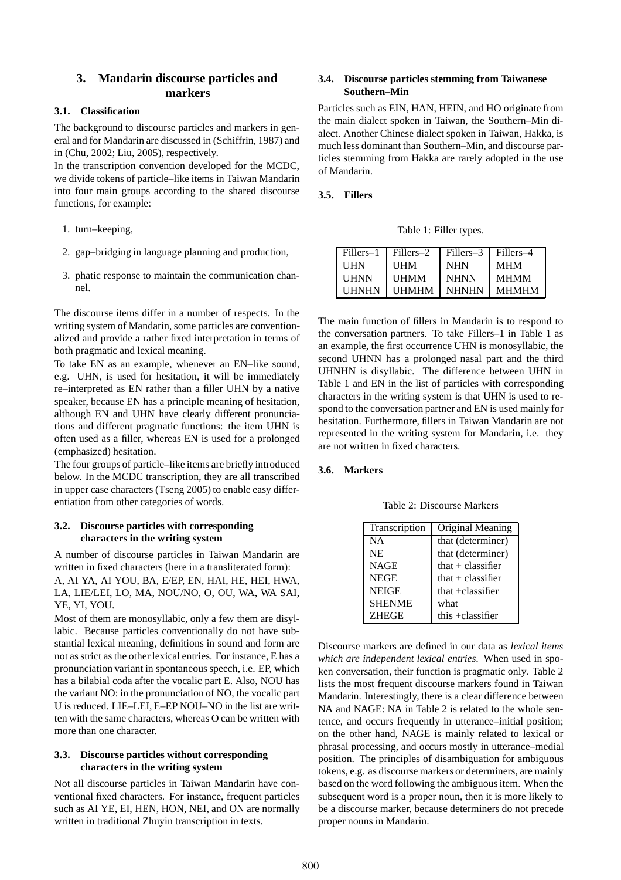## 3. Mandarin discourse particles and markers

### 3.1. Classification

The background to discourse particles and markers in general and for Mandarin are discussed in (Schiffrin, 1987) and in (Chu, 2002; Liu, 2005), respectively.

In the transcription convention developed for the MCDC, we divide tokens of particle–like items in Taiwan Mandarin into four main groups according to the shared discourse functions, for example:

1. turn–keeping,
2. gap–bridging in language planning and production,
3. phatic response to maintain the communication channel.

The discourse items differ in a number of respects. In the writing system of Mandarin, some particles are conventionalized and provide a rather fixed interpretation in terms of both pragmatic and lexical meaning.

To take EN as an example, whenever an EN–like sound, e.g. UHN, is used for hesitation, it will be immediately re–interpreted as EN rather than a filler UHN by a native speaker, because EN has a principle meaning of hesitation, although EN and UHN have clearly different pronunciations and different pragmatic functions: the item UHN is often used as a filler, whereas EN is used for a prolonged (emphasized) hesitation.

The four groups of particle–like items are briefly introduced below. In the MCDC transcription, they are all transcribed in upper case characters (Tseng 2005) to enable easy differentiation from other categories of words.

### 3.2. Discourse particles with corresponding characters in the writing system

A number of discourse particles in Taiwan Mandarin are written in fixed characters (here in a transliterated form):

A, AI YA, AI YOU, BA, E/EP, EN, HAI, HE, HEI, HWA, LA, LIE/LEI, LO, MA, NOU/NO, O, OU, WA, WA SAI, YE, YI, YOU.

Most of them are monosyllabic, only a few them are disyllabic. Because particles conventionally do not have substantial lexical meaning, definitions in sound and form are not as strict as the other lexical entries. For instance, E has a pronunciation variant in spontaneous speech, i.e. EP, which has a bilabial coda after the vocalic part E. Also, NOU has the variant NO: in the pronunciation of NO, the vocalic part U is reduced. LIE–LEI, E–EP NOU–NO in the list are written with the same characters, whereas O can be written with more than one character.

### 3.3. Discourse particles without corresponding characters in the writing system

Not all discourse particles in Taiwan Mandarin have conventional fixed characters. For instance, frequent particles such as AI YE, EI, HEN, HON, NEI, and ON are normally written in traditional Zhuyin transcription in texts.

### 3.4. Discourse particles stemming from Taiwanese Southern–Min

Particles such as EIN, HAN, HEIN, and HO originate from the main dialect spoken in Taiwan, the Southern–Min dialect. Another Chinese dialect spoken in Taiwan, Hakka, is much less dominant than Southern–Min, and discourse particles stemming from Hakka are rarely adopted in the use of Mandarin.

### 3.5. Fillers

Table 1: Filler types.

| Fillers–1 | Fillers–2 | Fillers–3 | Fillers–4 |
|---|---|---|---|
| UHN | UHM | NHN | MHM |
| UHNN | UHMM | NHNN | MHMM |
| UHNHN | UHMHM | NHNHN | MHMHM |

The main function of fillers in Mandarin is to respond to the conversation partners. To take Fillers–1 in Table 1 as an example, the first occurrence UHN is monosyllabic, the second UHNN has a prolonged nasal part and the third UHNHN is disyllabic. The difference between UHN in Table 1 and EN in the list of particles with corresponding characters in the writing system is that UHN is used to respond to the conversation partner and EN is used mainly for hesitation. Furthermore, fillers in Taiwan Mandarin are not represented in the writing system for Mandarin, i.e. they are not written in fixed characters.

### 3.6. Markers

Table 2: Discourse Markers

| Transcription | Original Meaning |
|---|---|
| NA | that (determiner) |
| NE | that (determiner) |
| NAGE | that + classifier |
| NEGE | that + classifier |
| NEIGE | that +classifier |
| SHENME | what |
| ZHEGE | this +classifier |

Discourse markers are defined in our data as *lexical items which are independent lexical entries*. When used in spoken conversation, their function is pragmatic only. Table 2 lists the most frequent discourse markers found in Taiwan Mandarin. Interestingly, there is a clear difference between NA and NAGE: NA in Table 2 is related to the whole sentence, and occurs frequently in utterance–initial position; on the other hand, NAGE is mainly related to lexical or phrasal processing, and occurs mostly in utterance–medial position. The principles of disambiguation for ambiguous tokens, e.g. as discourse markers or determiners, are mainly based on the word following the ambiguous item. When the subsequent word is a proper noun, then it is more likely to be a discourse marker, because determiners do not precede proper nouns in Mandarin.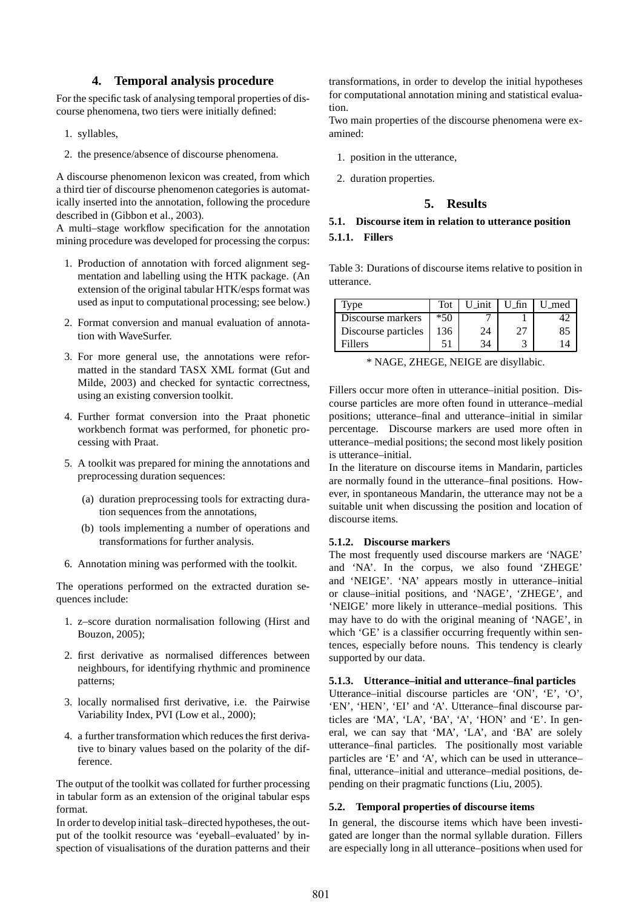## 4. Temporal analysis procedure

For the specific task of analysing temporal properties of discourse phenomena, two tiers were initially defined:

1. syllables,
2. the presence/absence of discourse phenomena.

A discourse phenomenon lexicon was created, from which a third tier of discourse phenomenon categories is automatically inserted into the annotation, following the procedure described in (Gibbon et al., 2003).

A multi–stage workflow specification for the annotation mining procedure was developed for processing the corpus:

1. Production of annotation with forced alignment segmentation and labelling using the HTK package. (An extension of the original tabular HTK/esps format was used as input to computational processing; see below.)
2. Format conversion and manual evaluation of annotation with WaveSurfer.
3. For more general use, the annotations were reformatted in the standard TASX XML format (Gut and Milde, 2003) and checked for syntactic correctness, using an existing conversion toolkit.
4. Further format conversion into the Praat phonetic workbench format was performed, for phonetic processing with Praat.
5. A toolkit was prepared for mining the annotations and preprocessing duration sequences:
   (a) duration preprocessing tools for extracting duration sequences from the annotations,
   (b) tools implementing a number of operations and transformations for further analysis.
6. Annotation mining was performed with the toolkit.

The operations performed on the extracted duration sequences include:

1. z–score duration normalisation following (Hirst and Bouzon, 2005);
2. first derivative as normalised differences between neighbours, for identifying rhythmic and prominence patterns;
3. locally normalised first derivative, i.e. the Pairwise Variability Index, PVI (Low et al., 2000);
4. a further transformation which reduces the first derivative to binary values based on the polarity of the difference.

The output of the toolkit was collated for further processing in tabular form as an extension of the original tabular esps format.

In order to develop initial task–directed hypotheses, the output of the toolkit resource was 'eyeball–evaluated' by inspection of visualisations of the duration patterns and their transformations, in order to develop the initial hypotheses for computational annotation mining and statistical evaluation.

Two main properties of the discourse phenomena were examined:

1. position in the utterance,
2. duration properties.

## 5. Results

### 5.1. Discourse item in relation to utterance position

#### 5.1.1. Fillers

Table 3: Durations of discourse items relative to position in utterance.

| Type | Tot | U_init | U_fin | U_med |
|---|---|---|---|---|
| Discourse markers | *50 | 7 | 1 | 42 |
| Discourse particles | 136 | 24 | 27 | 85 |
| Fillers | 51 | 34 | 3 | 14 |

\* NAGE, ZHEGE, NEIGE are disyllabic.

Fillers occur more often in utterance–initial position. Discourse particles are more often found in utterance–medial positions; utterance–final and utterance–initial in similar percentage. Discourse markers are used more often in utterance–medial positions; the second most likely position is utterance–initial.

In the literature on discourse items in Mandarin, particles are normally found in the utterance–final positions. However, in spontaneous Mandarin, the utterance may not be a suitable unit when discussing the position and location of discourse items.

#### 5.1.2. Discourse markers

The most frequently used discourse markers are 'NAGE' and 'NA'. In the corpus, we also found 'ZHEGE' and 'NEIGE'. 'NA' appears mostly in utterance–initial or clause–initial positions, and 'NAGE', 'ZHEGE', and 'NEIGE' more likely in utterance–medial positions. This may have to do with the original meaning of 'NAGE', in which 'GE' is a classifier occurring frequently within sentences, especially before nouns. This tendency is clearly supported by our data.

#### 5.1.3. Utterance–initial and utterance–final particles

Utterance–initial discourse particles are 'ON', 'E', 'O', 'EN', 'HEN', 'EI' and 'A'. Utterance–final discourse particles are 'MA', 'LA', 'BA', 'A', 'HON' and 'E'. In general, we can say that 'MA', 'LA', and 'BA' are solely utterance–final particles. The positionally most variable particles are 'E' and 'A', which can be used in utterance–final, utterance–initial and utterance–medial positions, depending on their pragmatic functions (Liu, 2005).

### 5.2. Temporal properties of discourse items

In general, the discourse items which have been investigated are longer than the normal syllable duration. Fillers are especially long in all utterance–positions when used for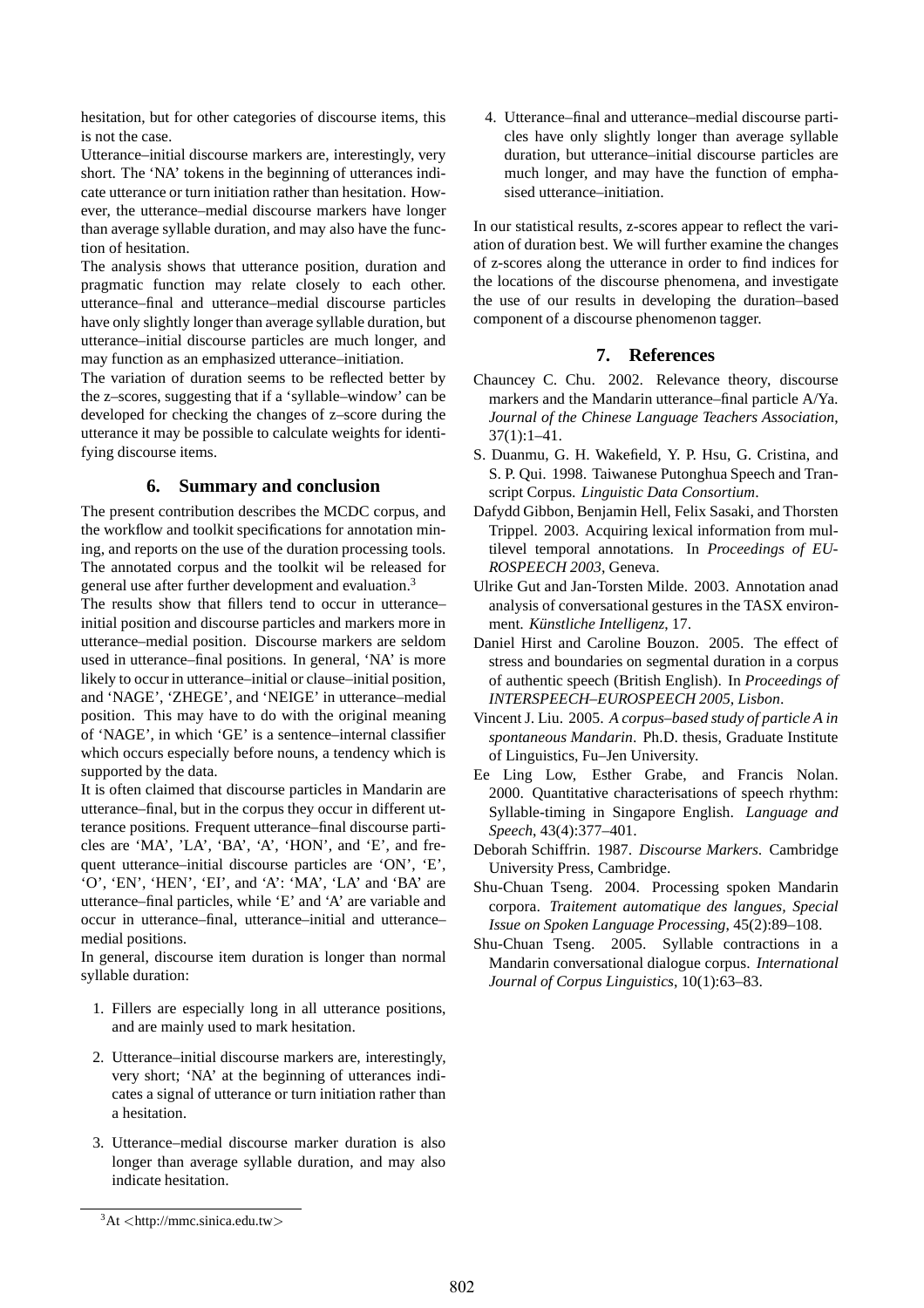hesitation, but for other categories of discourse items, this is not the case.

Utterance–initial discourse markers are, interestingly, very short. The 'NA' tokens in the beginning of utterances indicate utterance or turn initiation rather than hesitation. However, the utterance–medial discourse markers have longer than average syllable duration, and may also have the function of hesitation.

The analysis shows that utterance position, duration and pragmatic function may relate closely to each other. utterance–final and utterance–medial discourse particles have only slightly longer than average syllable duration, but utterance–initial discourse particles are much longer, and may function as an emphasized utterance–initiation.

The variation of duration seems to be reflected better by the z–scores, suggesting that if a 'syllable–window' can be developed for checking the changes of z–score during the utterance it may be possible to calculate weights for identifying discourse items.

## 6. Summary and conclusion

The present contribution describes the MCDC corpus, and the workflow and toolkit specifications for annotation mining, and reports on the use of the duration processing tools. The annotated corpus and the toolkit wil be released for general use after further development and evaluation.[3]

The results show that fillers tend to occur in utterance–initial position and discourse particles and markers more in utterance–medial position. Discourse markers are seldom used in utterance–final positions. In general, 'NA' is more likely to occur in utterance–initial or clause–initial position, and 'NAGE', 'ZHEGE', and 'NEIGE' in utterance–medial position. This may have to do with the original meaning of 'NAGE', in which 'GE' is a sentence–internal classifier which occurs especially before nouns, a tendency which is supported by the data.

It is often claimed that discourse particles in Mandarin are utterance–final, but in the corpus they occur in different utterance positions. Frequent utterance–final discourse particles are 'MA', 'LA', 'BA', 'A', 'HON', and 'E', and frequent utterance–initial discourse particles are 'ON', 'E', 'O', 'EN', 'HEN', 'EI', and 'A': 'MA', 'LA' and 'BA' are utterance–final particles, while 'E' and 'A' are variable and occur in utterance–final, utterance–initial and utterance–medial positions.

In general, discourse item duration is longer than normal syllable duration:

1. Fillers are especially long in all utterance positions, and are mainly used to mark hesitation.
2. Utterance–initial discourse markers are, interestingly, very short; 'NA' at the beginning of utterances indicates a signal of utterance or turn initiation rather than a hesitation.
3. Utterance–medial discourse marker duration is also longer than average syllable duration, and may also indicate hesitation.
4. Utterance–final and utterance–medial discourse particles have only slightly longer than average syllable duration, but utterance–initial discourse particles are much longer, and may have the function of emphasised utterance–initiation.

In our statistical results, z-scores appear to reflect the variation of duration best. We will further examine the changes of z-scores along the utterance in order to find indices for the locations of the discourse phenomena, and investigate the use of our results in developing the duration–based component of a discourse phenomenon tagger.

[3] At <http://mmc.sinica.edu.tw>

## 7. References

Chauncey C. Chu. 2002. Relevance theory, discourse markers and the Mandarin utterance–final particle A/Ya. *Journal of the Chinese Language Teachers Association*, 37(1):1–41.

S. Duanmu, G. H. Wakefield, Y. P. Hsu, G. Cristina, and S. P. Qui. 1998. Taiwanese Putonghua Speech and Transcript Corpus. *Linguistic Data Consortium*.

Dafydd Gibbon, Benjamin Hell, Felix Sasaki, and Thorsten Trippel. 2003. Acquiring lexical information from multilevel temporal annotations. In *Proceedings of EUROSPEECH 2003*, Geneva.

Ulrike Gut and Jan-Torsten Milde. 2003. Annotation anad analysis of conversational gestures in the TASX environment. *Künstliche Intelligenz*, 17.

Daniel Hirst and Caroline Bouzon. 2005. The effect of stress and boundaries on segmental duration in a corpus of authentic speech (British English). In *Proceedings of INTERSPEECH–EUROSPEECH 2005, Lisbon*.

Vincent J. Liu. 2005. *A corpus–based study of particle A in spontaneous Mandarin*. Ph.D. thesis, Graduate Institute of Linguistics, Fu–Jen University.

Ee Ling Low, Esther Grabe, and Francis Nolan. 2000. Quantitative characterisations of speech rhythm: Syllable-timing in Singapore English. *Language and Speech*, 43(4):377–401.

Deborah Schiffrin. 1987. *Discourse Markers*. Cambridge University Press, Cambridge.

Shu-Chuan Tseng. 2004. Processing spoken Mandarin corpora. *Traitement automatique des langues, Special Issue on Spoken Language Processing*, 45(2):89–108.

Shu-Chuan Tseng. 2005. Syllable contractions in a Mandarin conversational dialogue corpus. *International Journal of Corpus Linguistics*, 10(1):63–83.